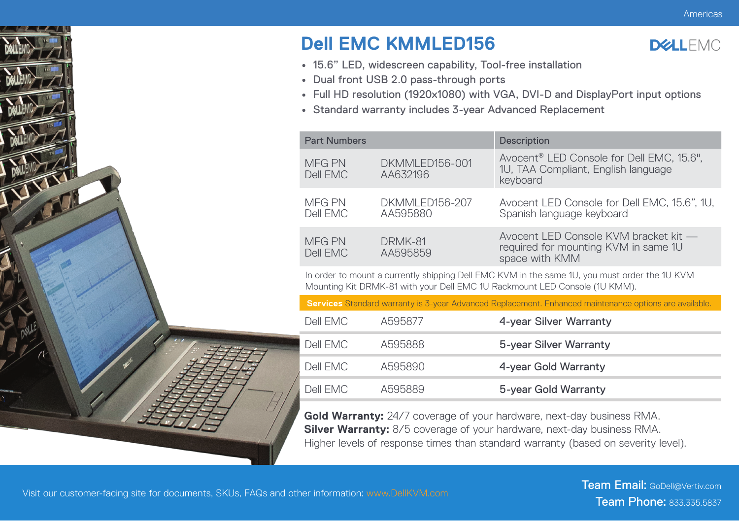Americas

# Dell EMC KMMLED156

DELLEMC

- 15.6" LED, widescreen capability, Tool-free installation
- Dual front USB 2.0 pass-through ports
- Full HD resolution (1920x1080) with VGA, DVI-D and DisplayPort input options
- Standard warranty includes 3-year Advanced Replacement

| Part Numbers | | Description |
|---|---|---|
| MFG PN<br>Dell EMC | DKMMLED156-001<br>AA632196 | Avocent® LED Console for Dell EMC, 15.6", 1U, TAA Compliant, English language keyboard |
| MFG PN<br>Dell EMC | DKMMLED156-207<br>AA595880 | Avocent LED Console for Dell EMC, 15.6", 1U, Spanish language keyboard |
| MFG PN<br>Dell EMC | DRMK-81<br>AA595859 | Avocent LED Console KVM bracket kit — required for mounting KVM in same 1U space with KMM |

In order to mount a currently shipping Dell EMC KVM in the same 1U, you must order the 1U KVM Mounting Kit DRMK-81 with your Dell EMC 1U Rackmount LED Console (1U KMM).

**Services** Standard warranty is 3-year Advanced Replacement. Enhanced maintenance options are available.

| | | |
|---|---|---|
| Dell EMC | A595877 | 4-year Silver Warranty |
| Dell EMC | A595888 | 5-year Silver Warranty |
| Dell EMC | A595890 | 4-year Gold Warranty |
| Dell EMC | A595889 | 5-year Gold Warranty |

**Gold Warranty:** 24/7 coverage of your hardware, next-day business RMA.
**Silver Warranty:** 8/5 coverage of your hardware, next-day business RMA.
Higher levels of response times than standard warranty (based on severity level).

Visit our customer-facing site for documents, SKUs, FAQs and other information: www.DellKVM.com

**Team Email:** GoDell@Vertiv.com
**Team Phone:** 833.335.5837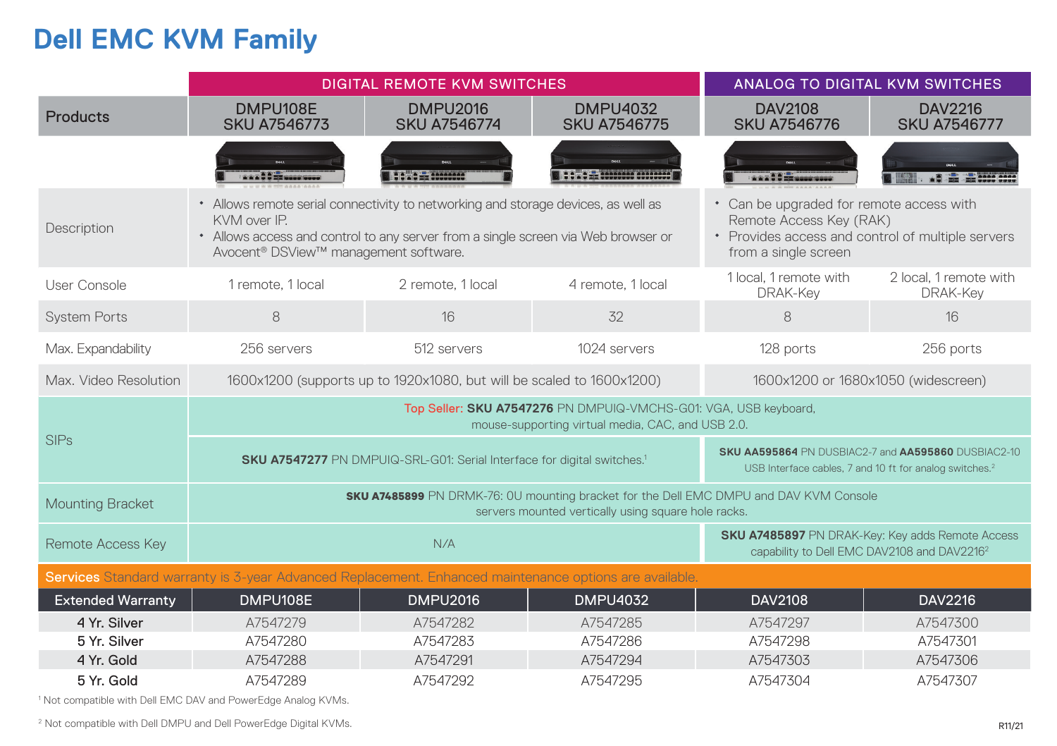# Dell EMC KVM Family

| Products | DIGITAL REMOTE KVM SWITCHES | | | ANALOG TO DIGITAL KVM SWITCHES | |
|---|---|---|---|---|---|
| | DMPU108E SKU A7546773 | DMPU2016 SKU A7546774 | DMPU4032 SKU A7546775 | DAV2108 SKU A7546776 | DAV2216 SKU A7546777 |
| Description | • Allows remote serial connectivity to networking and storage devices, as well as KVM over IP. • Allows access and control to any server from a single screen via Web browser or Avocent® DSView™ management software. | | | • Can be upgraded for remote access with Remote Access Key (RAK) • Provides access and control of multiple servers from a single screen | |
| User Console | 1 remote, 1 local | 2 remote, 1 local | 4 remote, 1 local | 1 local, 1 remote with DRAK-Key | 2 local, 1 remote with DRAK-Key |
| System Ports | 8 | 16 | 32 | 8 | 16 |
| Max. Expandability | 256 servers | 512 servers | 1024 servers | 128 ports | 256 ports |
| Max. Video Resolution | 1600x1200 (supports up to 1920x1080, but will be scaled to 1600x1200) | | | 1600x1200 or 1680x1050 (widescreen) | |
| SIPs | Top Seller: **SKU A7547276** PN DMPUIQ-VMCHS-G01: VGA, USB keyboard, mouse-supporting virtual media, CAC, and USB 2.0. | | | | |
| | **SKU A7547277** PN DMPUIQ-SRL-G01: Serial Interface for digital switches.[1] | | | **SKU AA595864** PN DUSBIAC2-7 and **AA595860** DUSBIAC2-10 USB Interface cables, 7 and 10 ft for analog switches.[2] | |
| Mounting Bracket | **SKU A7485899** PN DRMK-76: 0U mounting bracket for the Dell EMC DMPU and DAV KVM Console servers mounted vertically using square hole racks. | | | | |
| Remote Access Key | N/A | | | **SKU A7485897** PN DRAK-Key: Key adds Remote Access capability to Dell EMC DAV2108 and DAV2216[2] | |

**Services** Standard warranty is 3-year Advanced Replacement. Enhanced maintenance options are available.

| Extended Warranty | DMPU108E | DMPU2016 | DMPU4032 | DAV2108 | DAV2216 |
|---|---|---|---|---|---|
| 4 Yr. Silver | A7547279 | A7547282 | A7547285 | A7547297 | A7547300 |
| 5 Yr. Silver | A7547280 | A7547283 | A7547286 | A7547298 | A7547301 |
| 4 Yr. Gold | A7547288 | A7547291 | A7547294 | A7547303 | A7547306 |
| 5 Yr. Gold | A7547289 | A7547292 | A7547295 | A7547304 | A7547307 |

[1] Not compatible with Dell EMC DAV and PowerEdge Analog KVMs.

[2] Not compatible with Dell DMPU and Dell PowerEdge Digital KVMs.

R11/21